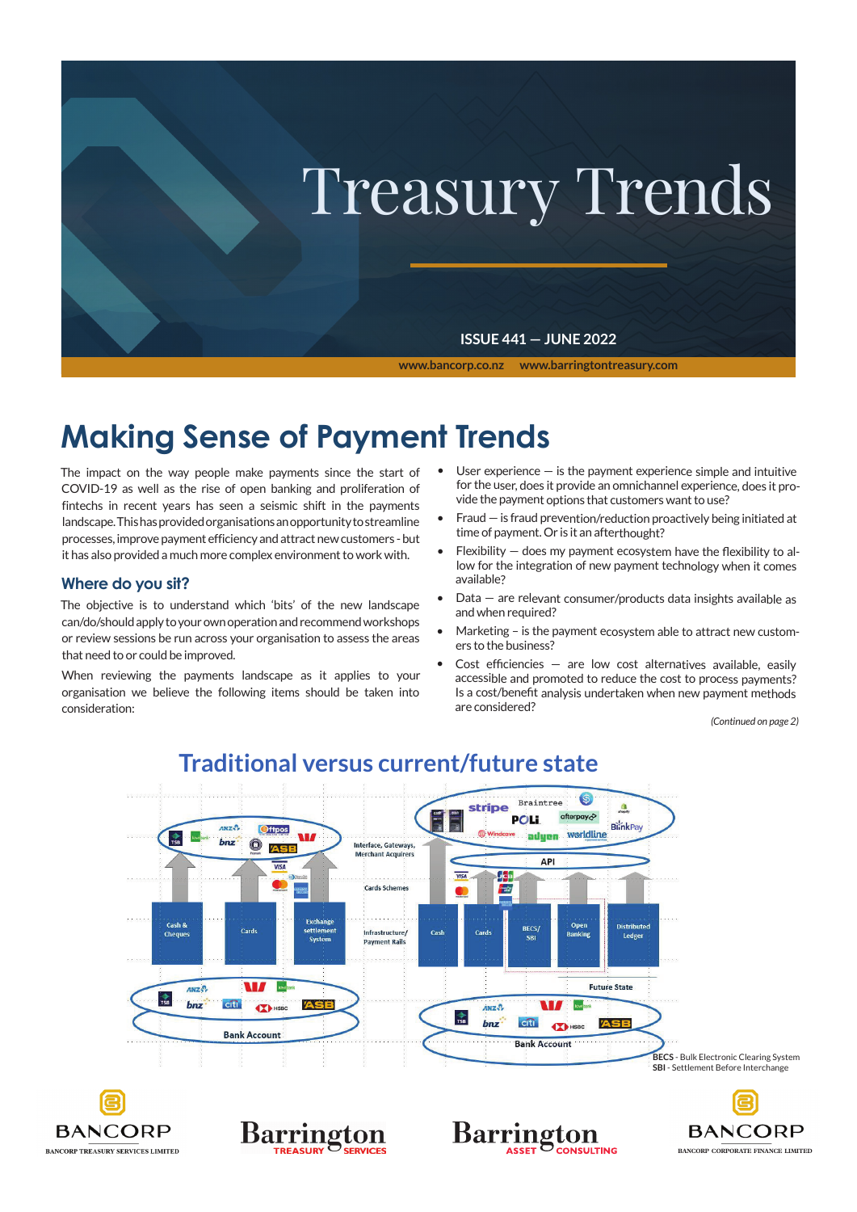# Treasury Trends

ISSUE 441 — JUNE 2022

www.bancorp.co.nz www.barringtontreasury.com

## Making Sense of Payment Trends

The impact on the way people make payments since the start of COVID-19 as well as the rise of open banking and proliferation of fintechs in recent years has seen a seismic shift in the payments landscape. This has provided organisations an opportunity to streamline processes, improve payment efficiency and attract new customers - but it has also provided a much more complex environment to work with.

### Where do you sit?

The objective is to understand which 'bits' of the new landscape can/do/should apply to your own operation and recommend workshops or review sessions be run across your organisation to assess the areas that need to or could be improved.

When reviewing the payments landscape as it applies to your organisation we believe the following items should be taken into consideration:

- User experience — is the payment experience simple and intuitive for the user, does it provide an omnichannel experience, does it provide the payment options that customers want to use?
- Fraud — is fraud prevention/reduction proactively being initiated at time of payment. Or is it an afterthought?
- Flexibility — does my payment ecosystem have the flexibility to allow for the integration of new payment technology when it comes available?
- Data — are relevant consumer/products data insights available as and when required?
- Marketing – is the payment ecosystem able to attract new customers to the business?
- Cost efficiencies — are low cost alternatives available, easily accessible and promoted to reduce the cost to process payments? Is a cost/benefit analysis undertaken when new payment methods are considered?

*(Continued on page 2)*

### Traditional versus current/future state

BECS - Bulk Electronic Clearing System
SBI - Settlement Before Interchange

BANCORP — BANCORP TREASURY SERVICES LIMITED | Barrington TREASURY SERVICES | Barrington ASSET CONSULTING | BANCORP — BANCORP CORPORATE FINANCE LIMITED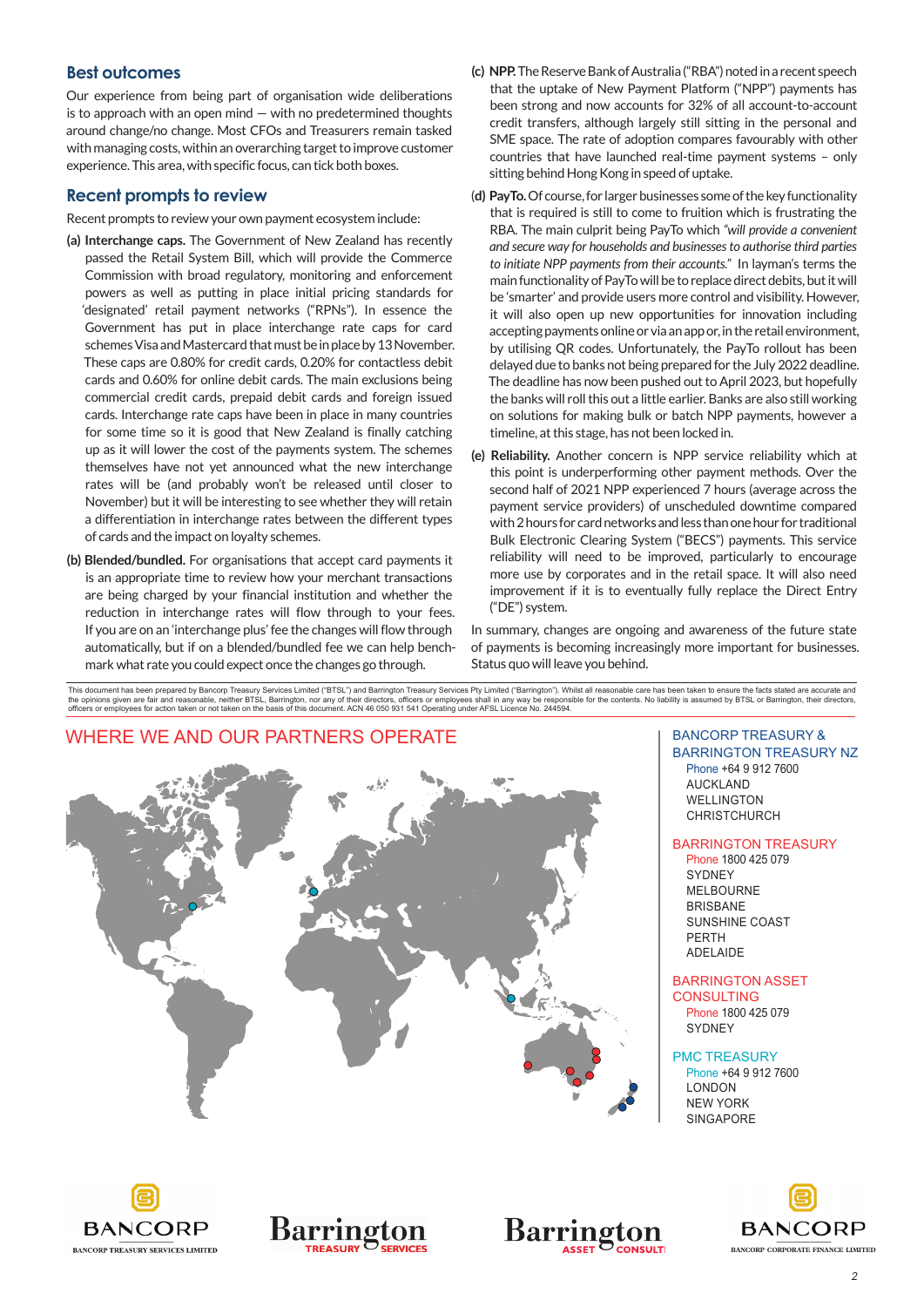## Best outcomes

Our experience from being part of organisation wide deliberations is to approach with an open mind — with no predetermined thoughts around change/no change. Most CFOs and Treasurers remain tasked with managing costs, within an overarching target to improve customer experience. This area, with specific focus, can tick both boxes.

## Recent prompts to review

Recent prompts to review your own payment ecosystem include:

**(a) Interchange caps.** The Government of New Zealand has recently passed the Retail System Bill, which will provide the Commerce Commission with broad regulatory, monitoring and enforcement powers as well as putting in place initial pricing standards for 'designated' retail payment networks ("RPNs"). In essence the Government has put in place interchange rate caps for card schemes Visa and Mastercard that must be in place by 13 November. These caps are 0.80% for credit cards, 0.20% for contactless debit cards and 0.60% for online debit cards. The main exclusions being commercial credit cards, prepaid debit cards and foreign issued cards. Interchange rate caps have been in place in many countries for some time so it is good that New Zealand is finally catching up as it will lower the cost of the payments system. The schemes themselves have not yet announced what the new interchange rates will be (and probably won't be released until closer to November) but it will be interesting to see whether they will retain a differentiation in interchange rates between the different types of cards and the impact on loyalty schemes.

**(b) Blended/bundled.** For organisations that accept card payments it is an appropriate time to review how your merchant transactions are being charged by your financial institution and whether the reduction in interchange rates will flow through to your fees. If you are on an 'interchange plus' fee the changes will flow through automatically, but if on a blended/bundled fee we can help benchmark what rate you could expect once the changes go through.

**(c) NPP.** The Reserve Bank of Australia ("RBA") noted in a recent speech that the uptake of New Payment Platform ("NPP") payments has been strong and now accounts for 32% of all account-to-account credit transfers, although largely still sitting in the personal and SME space. The rate of adoption compares favourably with other countries that have launched real-time payment systems – only sitting behind Hong Kong in speed of uptake.

**(d) PayTo.** Of course, for larger businesses some of the key functionality that is required is still to come to fruition which is frustrating the RBA. The main culprit being PayTo which *"will provide a convenient and secure way for households and businesses to authorise third parties to initiate NPP payments from their accounts."* In layman's terms the main functionality of PayTo will be to replace direct debits, but it will be 'smarter' and provide users more control and visibility. However, it will also open up new opportunities for innovation including accepting payments online or via an app or, in the retail environment, by utilising QR codes. Unfortunately, the PayTo rollout has been delayed due to banks not being prepared for the July 2022 deadline. The deadline has now been pushed out to April 2023, but hopefully the banks will roll this out a little earlier. Banks are also still working on solutions for making bulk or batch NPP payments, however a timeline, at this stage, has not been locked in.

**(e) Reliability.** Another concern is NPP service reliability which at this point is underperforming other payment methods. Over the second half of 2021 NPP experienced 7 hours (average across the payment service providers) of unscheduled downtime compared with 2 hours for card networks and less than one hour for traditional Bulk Electronic Clearing System ("BECS") payments. This service reliability will need to be improved, particularly to encourage more use by corporates and in the retail space. It will also need improvement if it is to eventually fully replace the Direct Entry ("DE") system.

In summary, changes are ongoing and awareness of the future state of payments is becoming increasingly more important for businesses. Status quo will leave you behind.

This document has been prepared by Bancorp Treasury Services Limited ("BTSL") and Barrington Treasury Services Pty Limited ("Barrington"). Whilst all reasonable care has been taken to ensure the facts stated are accurate and the opinions given are fair and reasonable, neither BTSL, Barrington, nor any of their directors, officers or employees shall in any way be responsible for the contents. No liability is assumed by BTSL or Barrington, their directors, officers or employees for action taken or not taken on the basis of this document. ACN 46 050 931 541 Operating under AFSL Licence No. 244594.

## WHERE WE AND OUR PARTNERS OPERATE

**BANCORP TREASURY & BARRINGTON TREASURY NZ**
Phone +64 9 912 7600
AUCKLAND
WELLINGTON
CHRISTCHURCH

**BARRINGTON TREASURY**
Phone 1800 425 079
SYDNEY
MELBOURNE
BRISBANE
SUNSHINE COAST
PERTH
ADELAIDE

**BARRINGTON ASSET CONSULTING**
Phone 1800 425 079
SYDNEY

**PMC TREASURY**
Phone +64 9 912 7600
LONDON
NEW YORK
SINGAPORE

BANCORP
BANCORP TREASURY SERVICES LIMITED

Barrington
TREASURY SERVICES

Barrington
ASSET CONSULTING

BANCORP
BANCORP CORPORATE FINANCE LIMITED